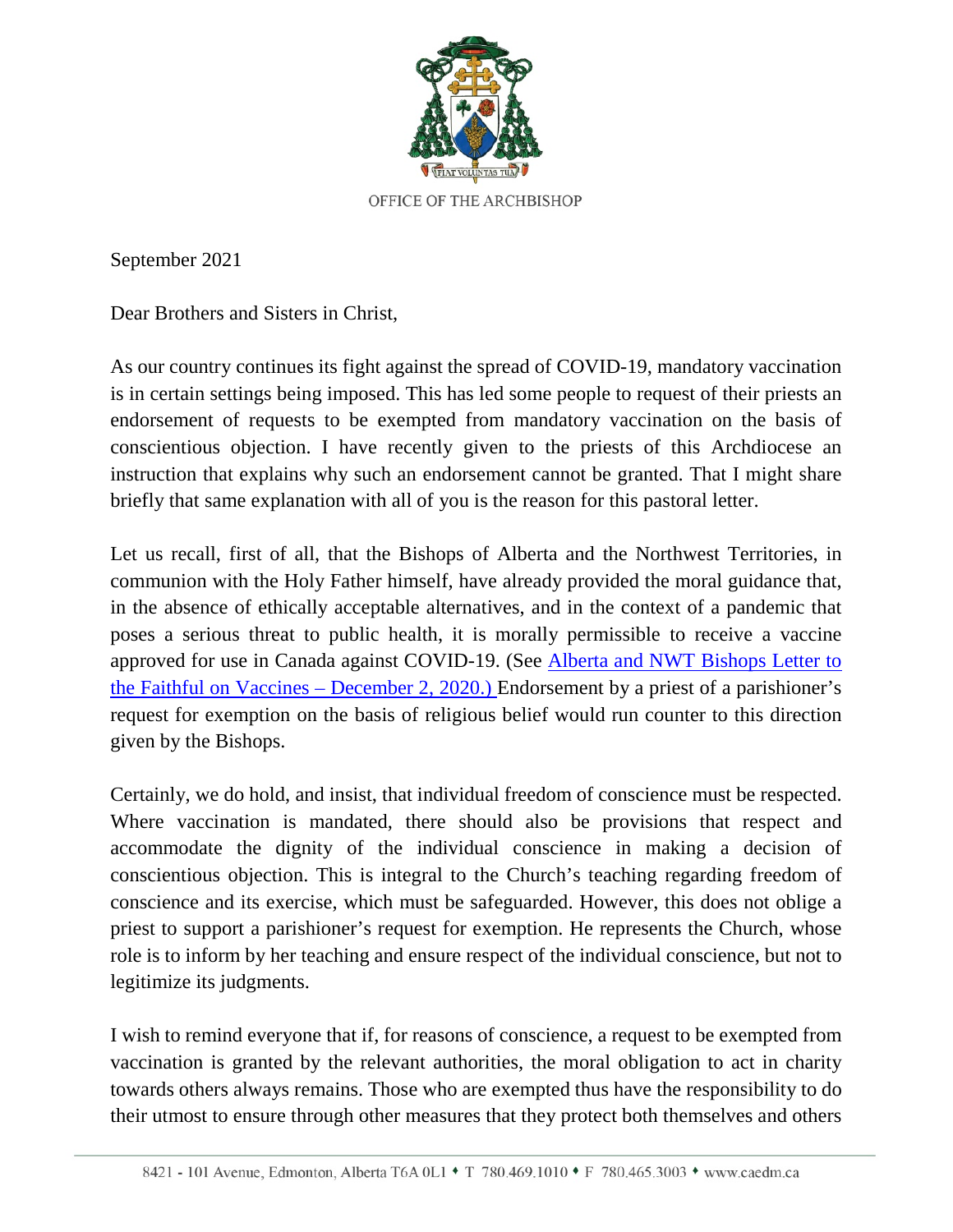OFFICE OF THE ARCHBISHOP

September 2021

Dear Brothers and Sisters in Christ,

As our country continues its fight against the spread of COVID-19, mandatory vaccination is in certain settings being imposed. This has led some people to request of their priests an endorsement of requests to be exempted from mandatory vaccination on the basis of conscientious objection. I have recently given to the priests of this Archdiocese an instruction that explains why such an endorsement cannot be granted. That I might share briefly that same explanation with all of you is the reason for this pastoral letter.

Let us recall, first of all, that the Bishops of Alberta and the Northwest Territories, in communion with the Holy Father himself, have already provided the moral guidance that, in the absence of ethically acceptable alternatives, and in the context of a pandemic that poses a serious threat to public health, it is morally permissible to receive a vaccine approved for use in Canada against COVID-19. (See Alberta and NWT Bishops Letter to the Faithful on Vaccines – December 2, 2020.) Endorsement by a priest of a parishioner's request for exemption on the basis of religious belief would run counter to this direction given by the Bishops.

Certainly, we do hold, and insist, that individual freedom of conscience must be respected. Where vaccination is mandated, there should also be provisions that respect and accommodate the dignity of the individual conscience in making a decision of conscientious objection. This is integral to the Church's teaching regarding freedom of conscience and its exercise, which must be safeguarded. However, this does not oblige a priest to support a parishioner's request for exemption. He represents the Church, whose role is to inform by her teaching and ensure respect of the individual conscience, but not to legitimize its judgments.

I wish to remind everyone that if, for reasons of conscience, a request to be exempted from vaccination is granted by the relevant authorities, the moral obligation to act in charity towards others always remains. Those who are exempted thus have the responsibility to do their utmost to ensure through other measures that they protect both themselves and others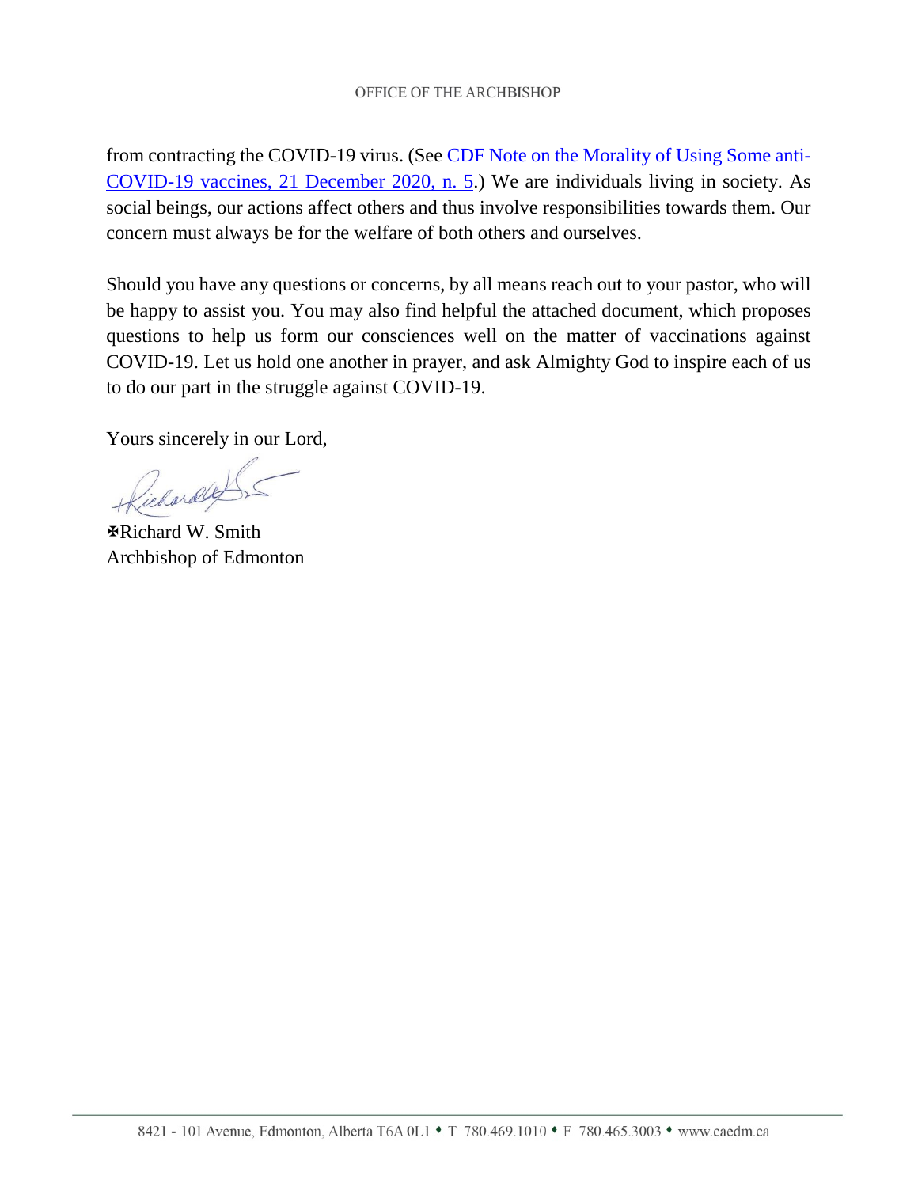from contracting the COVID-19 virus. (See CDF Note on the Morality of Using Some anti-COVID-19 vaccines, 21 December 2020, n. 5.) We are individuals living in society. As social beings, our actions affect others and thus involve responsibilities towards them. Our concern must always be for the welfare of both others and ourselves.

Should you have any questions or concerns, by all means reach out to your pastor, who will be happy to assist you. You may also find helpful the attached document, which proposes questions to help us form our consciences well on the matter of vaccinations against COVID-19. Let us hold one another in prayer, and ask Almighty God to inspire each of us to do our part in the struggle against COVID-19.

Yours sincerely in our Lord,

✠Richard W. Smith
Archbishop of Edmonton